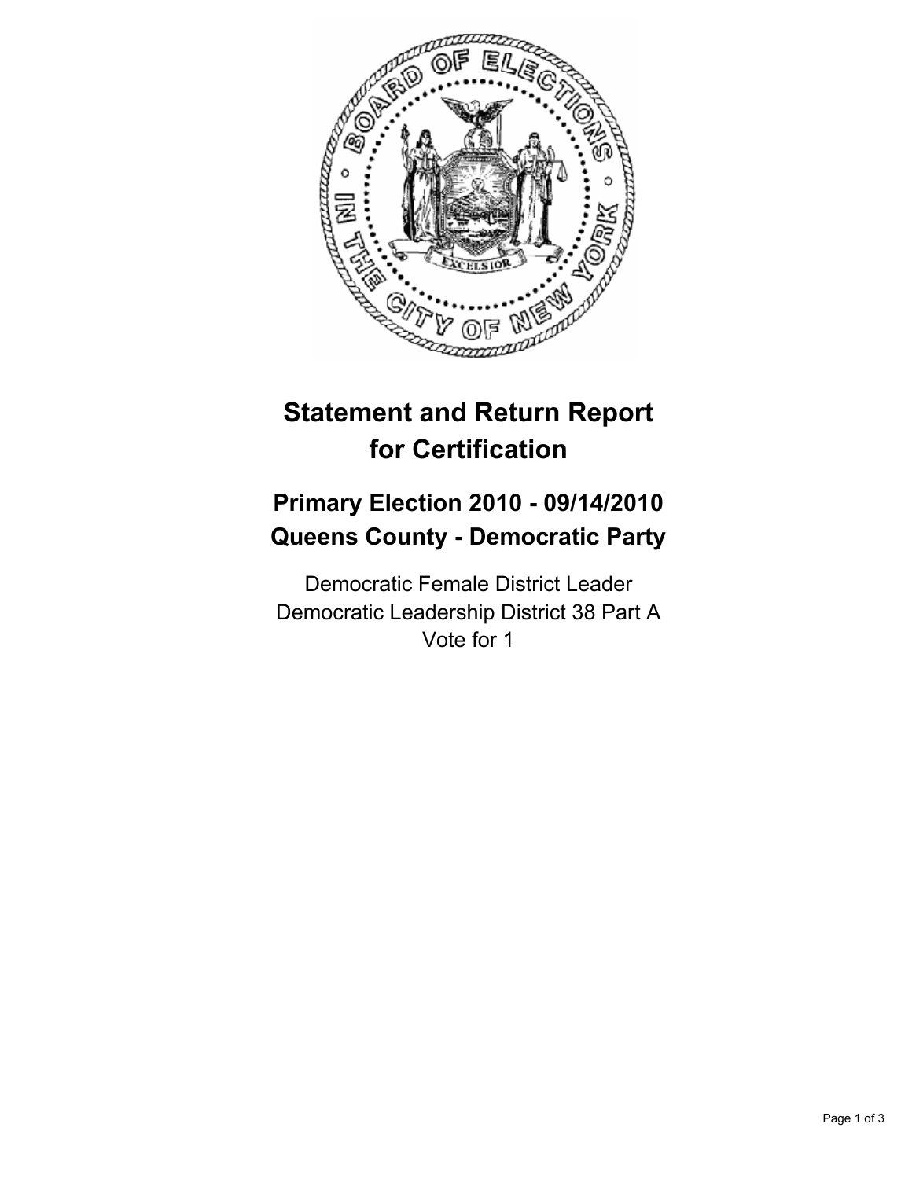# Statement and Return Report for Certification

## Primary Election 2010 - 09/14/2010
## Queens County - Democratic Party

Democratic Female District Leader
Democratic Leadership District 38 Part A
Vote for 1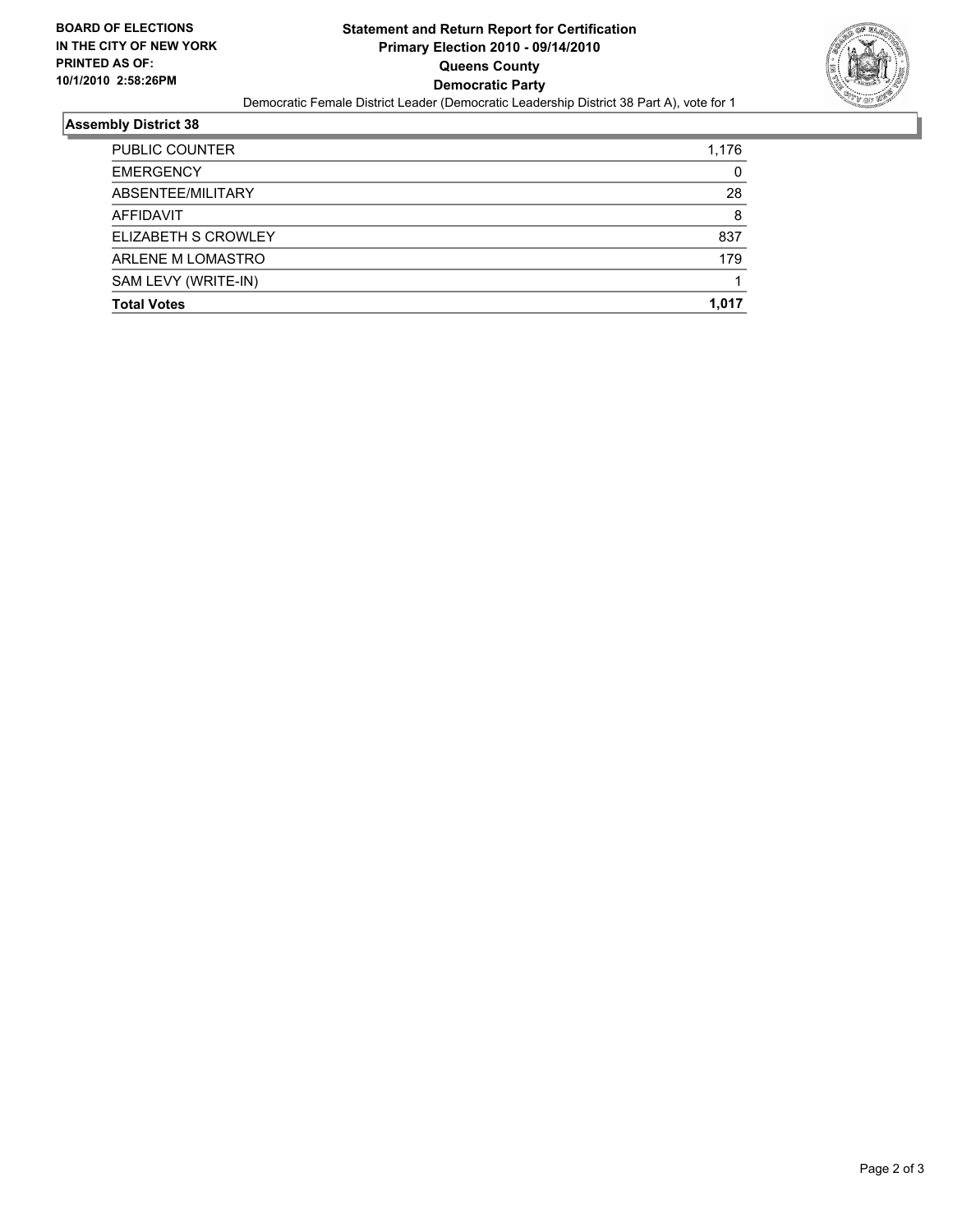**BOARD OF ELECTIONS IN THE CITY OF NEW YORK PRINTED AS OF: 10/1/2010 2:58:26PM**

# Statement and Return Report for Certification
## Primary Election 2010 - 09/14/2010
## Queens County
## Democratic Party

Democratic Female District Leader (Democratic Leadership District 38 Part A), vote for 1

### Assembly District 38

| | |
|---|---|
| PUBLIC COUNTER | 1,176 |
| EMERGENCY | 0 |
| ABSENTEE/MILITARY | 28 |
| AFFIDAVIT | 8 |
| ELIZABETH S CROWLEY | 837 |
| ARLENE M LOMASTRO | 179 |
| SAM LEVY (WRITE-IN) | 1 |
| **Total Votes** | **1,017** |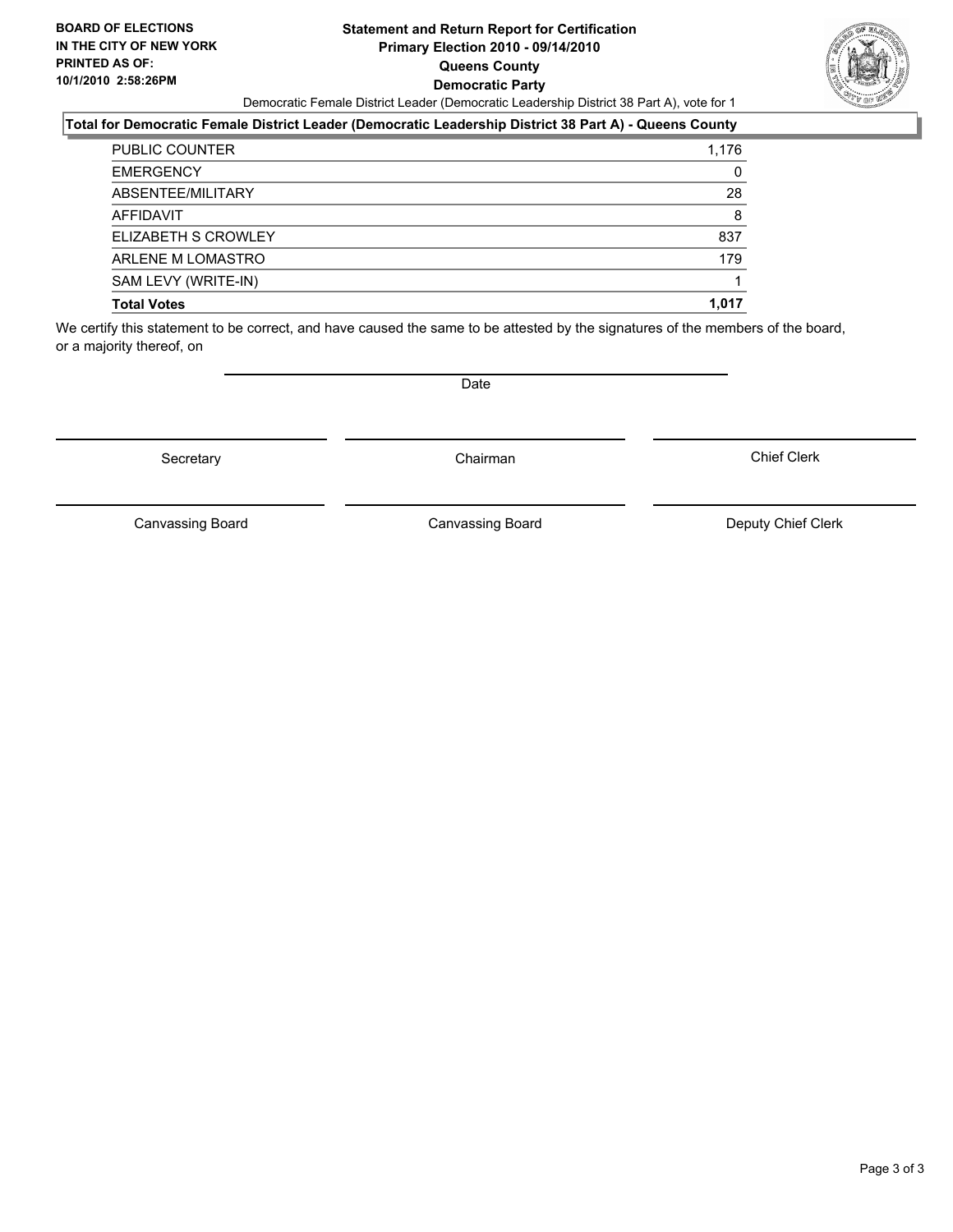**BOARD OF ELECTIONS IN THE CITY OF NEW YORK PRINTED AS OF: 10/1/2010 2:58:26PM**

# Statement and Return Report for Certification
## Primary Election 2010 - 09/14/2010
## Queens County
## Democratic Party

Democratic Female District Leader (Democratic Leadership District 38 Part A), vote for 1

**Total for Democratic Female District Leader (Democratic Leadership District 38 Part A) - Queens County**

| | |
|---|---|
| PUBLIC COUNTER | 1,176 |
| EMERGENCY | 0 |
| ABSENTEE/MILITARY | 28 |
| AFFIDAVIT | 8 |
| ELIZABETH S CROWLEY | 837 |
| ARLENE M LOMASTRO | 179 |
| SAM LEVY (WRITE-IN) | 1 |
| **Total Votes** | **1,017** |

We certify this statement to be correct, and have caused the same to be attested by the signatures of the members of the board, or a majority thereof, on

Date

Secretary

Chairman

Chief Clerk

Canvassing Board

Canvassing Board

Deputy Chief Clerk